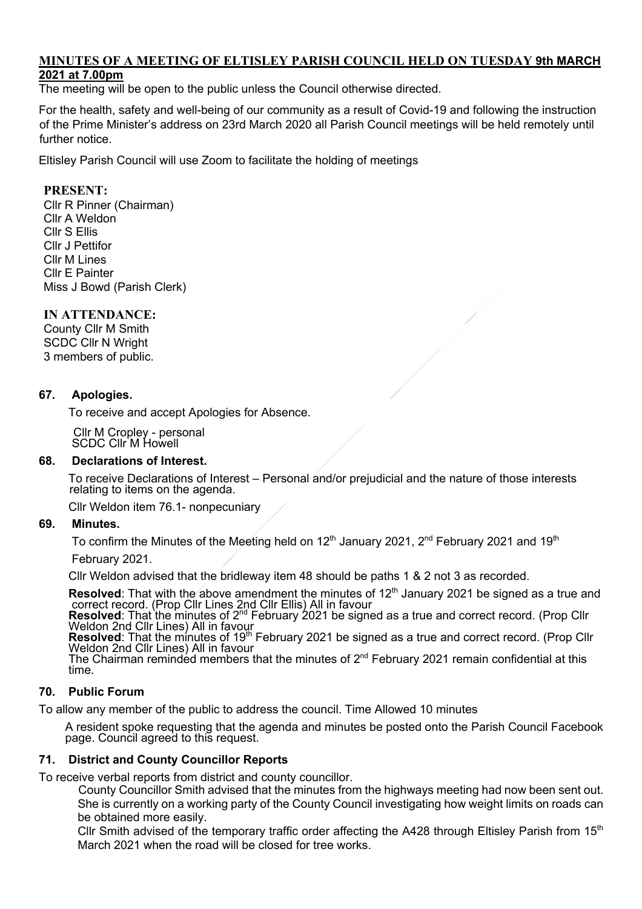# MINUTES OF A MEETING OF ELTISLEY PARISH COUNCIL HELD ON TUESDAY 9th MARCH 2021 at 7.00pm

The meeting will be open to the public unless the Council otherwise directed.

For the health, safety and well-being of our community as a result of Covid-19 and following the instruction of the Prime Minister's address on 23rd March 2020 all Parish Council meetings will be held remotely until further notice.

Eltisley Parish Council will use Zoom to facilitate the holding of meetings

**PRESENT:**

Cllr R Pinner (Chairman)
Cllr A Weldon
Cllr S Ellis
Cllr J Pettifor
Cllr M Lines
Cllr E Painter
Miss J Bowd (Parish Clerk)

**IN ATTENDANCE:**

County Cllr M Smith
SCDC Cllr N Wright
3 members of public.

## 67. Apologies.

To receive and accept Apologies for Absence.

Cllr M Cropley - personal
SCDC Cllr M Howell

## 68. Declarations of Interest.

To receive Declarations of Interest – Personal and/or prejudicial and the nature of those interests relating to items on the agenda.

Cllr Weldon item 76.1- nonpecuniary

## 69. Minutes.

To confirm the Minutes of the Meeting held on 12th January 2021, 2nd February 2021 and 19th February 2021.

Cllr Weldon advised that the bridleway item 48 should be paths 1 & 2 not 3 as recorded.

**Resolved**: That with the above amendment the minutes of 12th January 2021 be signed as a true and correct record. (Prop Cllr Lines 2nd Cllr Ellis) All in favour
**Resolved**: That the minutes of 2nd February 2021 be signed as a true and correct record. (Prop Cllr Weldon 2nd Cllr Lines) All in favour
**Resolved**: That the minutes of 19th February 2021 be signed as a true and correct record. (Prop Cllr Weldon 2nd Cllr Lines) All in favour
The Chairman reminded members that the minutes of 2nd February 2021 remain confidential at this time.

## 70. Public Forum

To allow any member of the public to address the council. Time Allowed 10 minutes

A resident spoke requesting that the agenda and minutes be posted onto the Parish Council Facebook page. Council agreed to this request.

## 71. District and County Councillor Reports

To receive verbal reports from district and county councillor.

County Councillor Smith advised that the minutes from the highways meeting had now been sent out. She is currently on a working party of the County Council investigating how weight limits on roads can be obtained more easily.

Cllr Smith advised of the temporary traffic order affecting the A428 through Eltisley Parish from 15th March 2021 when the road will be closed for tree works.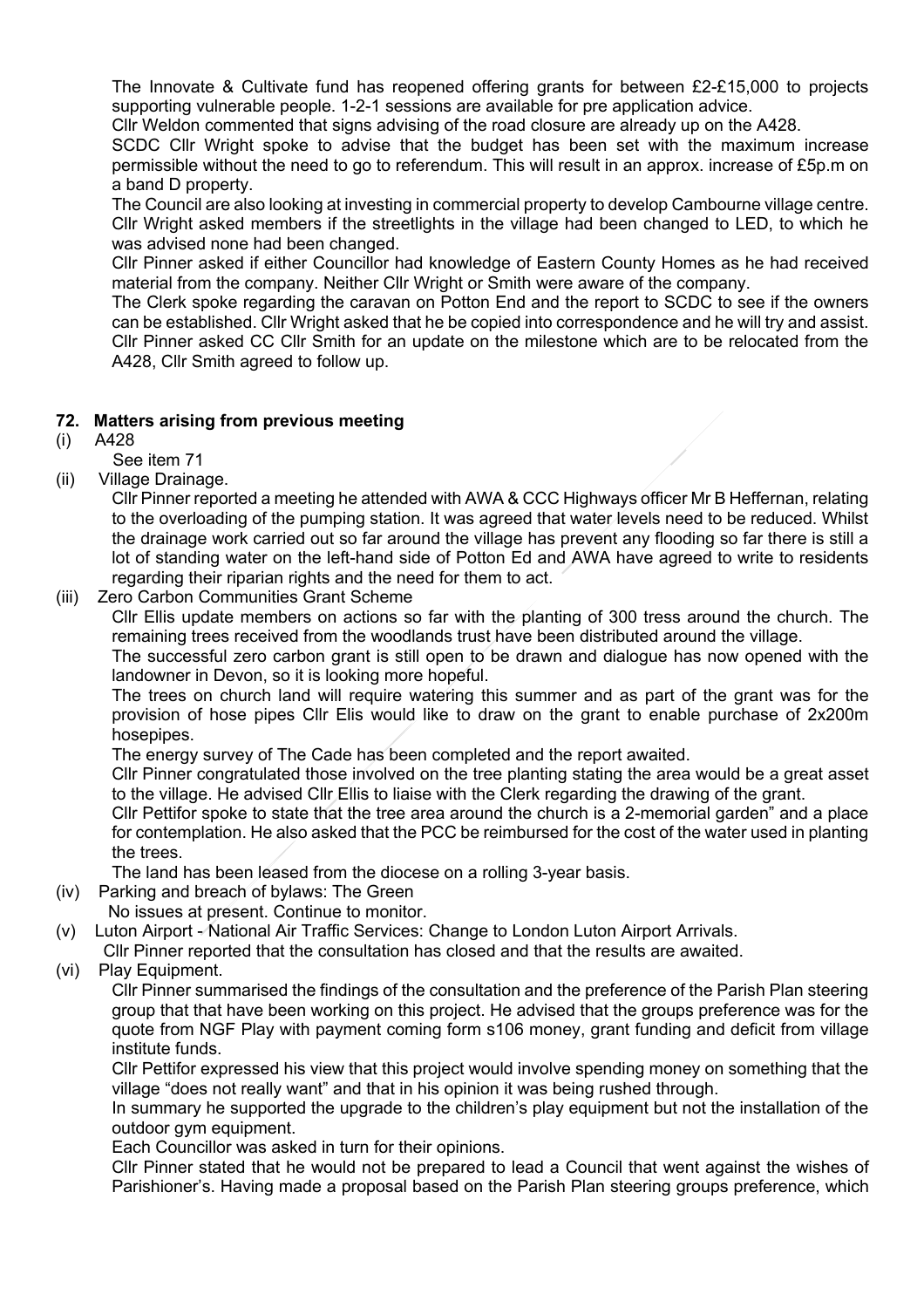The Innovate & Cultivate fund has reopened offering grants for between £2-£15,000 to projects supporting vulnerable people. 1-2-1 sessions are available for pre application advice.

Cllr Weldon commented that signs advising of the road closure are already up on the A428.

SCDC Cllr Wright spoke to advise that the budget has been set with the maximum increase permissible without the need to go to referendum. This will result in an approx. increase of £5p.m on a band D property.

The Council are also looking at investing in commercial property to develop Cambourne village centre.

Cllr Wright asked members if the streetlights in the village had been changed to LED, to which he was advised none had been changed.

Cllr Pinner asked if either Councillor had knowledge of Eastern County Homes as he had received material from the company. Neither Cllr Wright or Smith were aware of the company.

The Clerk spoke regarding the caravan on Potton End and the report to SCDC to see if the owners can be established. Cllr Wright asked that he be copied into correspondence and he will try and assist.

Cllr Pinner asked CC Cllr Smith for an update on the milestone which are to be relocated from the A428, Cllr Smith agreed to follow up.

## 72. Matters arising from previous meeting

(i) A428

See item 71

(ii) Village Drainage.

Cllr Pinner reported a meeting he attended with AWA & CCC Highways officer Mr B Heffernan, relating to the overloading of the pumping station. It was agreed that water levels need to be reduced. Whilst the drainage work carried out so far around the village has prevent any flooding so far there is still a lot of standing water on the left-hand side of Potton Ed and AWA have agreed to write to residents regarding their riparian rights and the need for them to act.

(iii) Zero Carbon Communities Grant Scheme

Cllr Ellis update members on actions so far with the planting of 300 tress around the church. The remaining trees received from the woodlands trust have been distributed around the village.

The successful zero carbon grant is still open to be drawn and dialogue has now opened with the landowner in Devon, so it is looking more hopeful.

The trees on church land will require watering this summer and as part of the grant was for the provision of hose pipes Cllr Elis would like to draw on the grant to enable purchase of 2x200m hosepipes.

The energy survey of The Cade has been completed and the report awaited.

Cllr Pinner congratulated those involved on the tree planting stating the area would be a great asset to the village. He advised Cllr Ellis to liaise with the Clerk regarding the drawing of the grant.

Cllr Pettifor spoke to state that the tree area around the church is a 2-memorial garden" and a place for contemplation. He also asked that the PCC be reimbursed for the cost of the water used in planting the trees.

The land has been leased from the diocese on a rolling 3-year basis.

(iv) Parking and breach of bylaws: The Green

No issues at present. Continue to monitor.

(v) Luton Airport - National Air Traffic Services: Change to London Luton Airport Arrivals.

Cllr Pinner reported that the consultation has closed and that the results are awaited.

(vi) Play Equipment.

Cllr Pinner summarised the findings of the consultation and the preference of the Parish Plan steering group that that have been working on this project. He advised that the groups preference was for the quote from NGF Play with payment coming form s106 money, grant funding and deficit from village institute funds.

Cllr Pettifor expressed his view that this project would involve spending money on something that the village "does not really want" and that in his opinion it was being rushed through.

In summary he supported the upgrade to the children's play equipment but not the installation of the outdoor gym equipment.

Each Councillor was asked in turn for their opinions.

Cllr Pinner stated that he would not be prepared to lead a Council that went against the wishes of Parishioner's. Having made a proposal based on the Parish Plan steering groups preference, which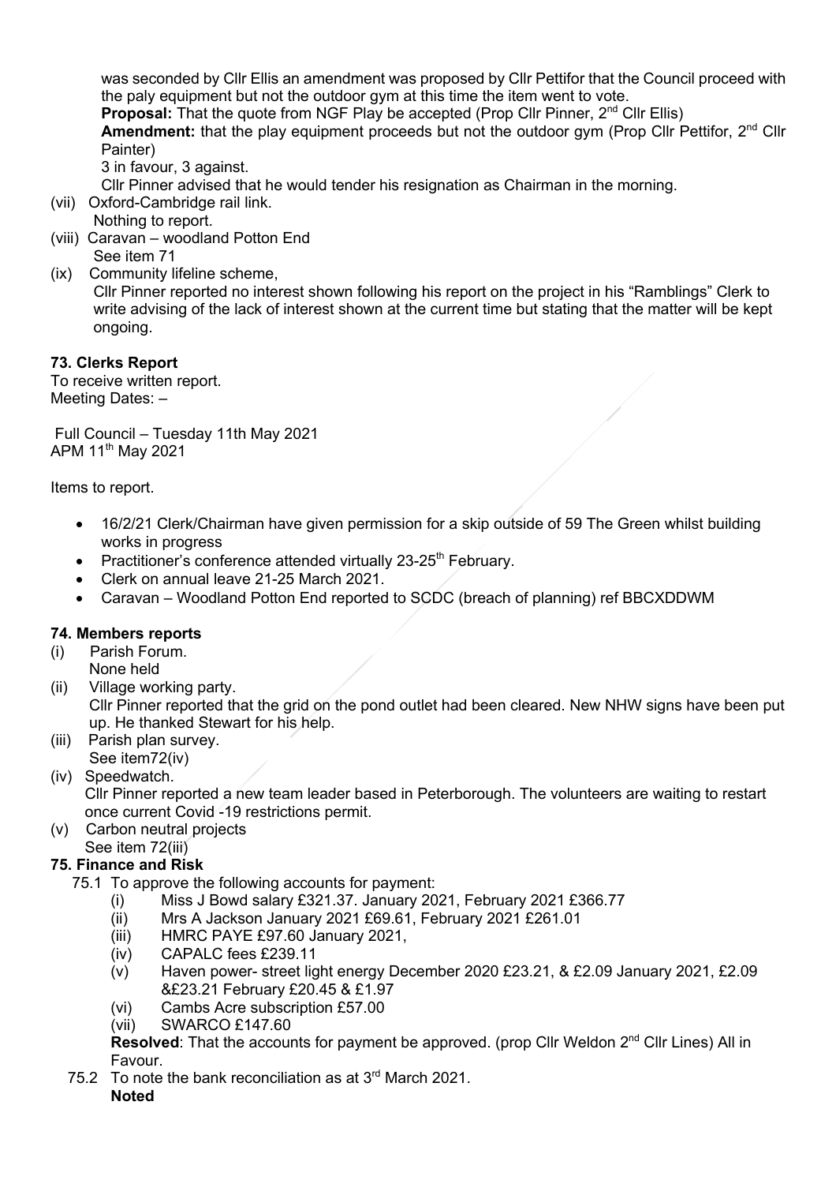was seconded by Cllr Ellis an amendment was proposed by Cllr Pettifor that the Council proceed with the paly equipment but not the outdoor gym at this time the item went to vote.

**Proposal:** That the quote from NGF Play be accepted (Prop Cllr Pinner, 2nd Cllr Ellis)

**Amendment:** that the play equipment proceeds but not the outdoor gym (Prop Cllr Pettifor, 2nd Cllr Painter)

3 in favour, 3 against.

Cllr Pinner advised that he would tender his resignation as Chairman in the morning.

(vii) Oxford-Cambridge rail link.
Nothing to report.

(viii) Caravan – woodland Potton End
See item 71

(ix) Community lifeline scheme,
Cllr Pinner reported no interest shown following his report on the project in his "Ramblings" Clerk to write advising of the lack of interest shown at the current time but stating that the matter will be kept ongoing.

### 73. Clerks Report

To receive written report.
Meeting Dates: –

Full Council – Tuesday 11th May 2021
APM 11th May 2021

Items to report.

- 16/2/21 Clerk/Chairman have given permission for a skip outside of 59 The Green whilst building works in progress
- Practitioner's conference attended virtually 23-25th February.
- Clerk on annual leave 21-25 March 2021.
- Caravan – Woodland Potton End reported to SCDC (breach of planning) ref BBCXDDWM

### 74. Members reports

(i) Parish Forum.
None held

(ii) Village working party.
Cllr Pinner reported that the grid on the pond outlet had been cleared. New NHW signs have been put up. He thanked Stewart for his help.

(iii) Parish plan survey.
See item72(iv)

(iv) Speedwatch.
Cllr Pinner reported a new team leader based in Peterborough. The volunteers are waiting to restart once current Covid -19 restrictions permit.

(v) Carbon neutral projects
See item 72(iii)

### 75. Finance and Risk

75.1 To approve the following accounts for payment:

(i) Miss J Bowd salary £321.37. January 2021, February 2021 £366.77
(ii) Mrs A Jackson January 2021 £69.61, February 2021 £261.01
(iii) HMRC PAYE £97.60 January 2021,
(iv) CAPALC fees £239.11
(v) Haven power- street light energy December 2020 £23.21, & £2.09 January 2021, £2.09 &£23.21 February £20.45 & £1.97
(vi) Cambs Acre subscription £57.00
(vii) SWARCO £147.60

**Resolved**: That the accounts for payment be approved. (prop Cllr Weldon 2nd Cllr Lines) All in Favour.

75.2 To note the bank reconciliation as at 3rd March 2021.
**Noted**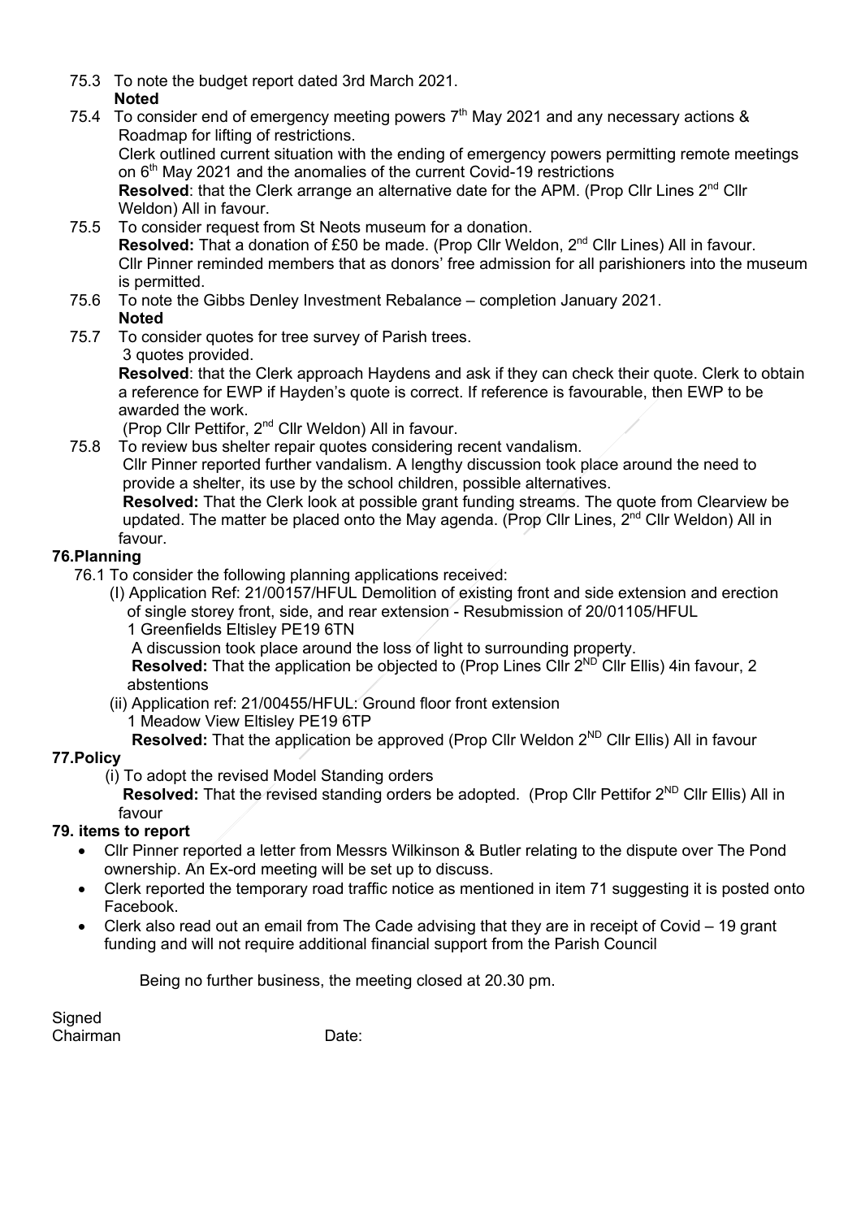75.3 To note the budget report dated 3rd March 2021.
**Noted**

75.4 To consider end of emergency meeting powers 7th May 2021 and any necessary actions & Roadmap for lifting of restrictions.
Clerk outlined current situation with the ending of emergency powers permitting remote meetings on 6th May 2021 and the anomalies of the current Covid-19 restrictions
**Resolved**: that the Clerk arrange an alternative date for the APM. (Prop Cllr Lines 2nd Cllr Weldon) All in favour.

75.5 To consider request from St Neots museum for a donation.
**Resolved:** That a donation of £50 be made. (Prop Cllr Weldon, 2nd Cllr Lines) All in favour.
Cllr Pinner reminded members that as donors' free admission for all parishioners into the museum is permitted.

75.6 To note the Gibbs Denley Investment Rebalance – completion January 2021.
**Noted**

75.7 To consider quotes for tree survey of Parish trees.
3 quotes provided.
**Resolved**: that the Clerk approach Haydens and ask if they can check their quote. Clerk to obtain a reference for EWP if Hayden's quote is correct. If reference is favourable, then EWP to be awarded the work.
(Prop Cllr Pettifor, 2nd Cllr Weldon) All in favour.

75.8 To review bus shelter repair quotes considering recent vandalism.
Cllr Pinner reported further vandalism. A lengthy discussion took place around the need to provide a shelter, its use by the school children, possible alternatives.
**Resolved:** That the Clerk look at possible grant funding streams. The quote from Clearview be updated. The matter be placed onto the May agenda. (Prop Cllr Lines, 2nd Cllr Weldon) All in favour.

**76.Planning**

76.1 To consider the following planning applications received:

(I) Application Ref: 21/00157/HFUL Demolition of existing front and side extension and erection of single storey front, side, and rear extension - Resubmission of 20/01105/HFUL
1 Greenfields Eltisley PE19 6TN
A discussion took place around the loss of light to surrounding property.
**Resolved:** That the application be objected to (Prop Lines Cllr 2ND Cllr Ellis) 4in favour, 2 abstentions

(ii) Application ref: 21/00455/HFUL: Ground floor front extension
1 Meadow View Eltisley PE19 6TP
**Resolved:** That the application be approved (Prop Cllr Weldon 2ND Cllr Ellis) All in favour

**77.Policy**

(i) To adopt the revised Model Standing orders
**Resolved:** That the revised standing orders be adopted. (Prop Cllr Pettifor 2ND Cllr Ellis) All in favour

**79. items to report**

- Cllr Pinner reported a letter from Messrs Wilkinson & Butler relating to the dispute over The Pond ownership. An Ex-ord meeting will be set up to discuss.
- Clerk reported the temporary road traffic notice as mentioned in item 71 suggesting it is posted onto Facebook.
- Clerk also read out an email from The Cade advising that they are in receipt of Covid – 19 grant funding and will not require additional financial support from the Parish Council

Being no further business, the meeting closed at 20.30 pm.

Signed
Chairman Date: